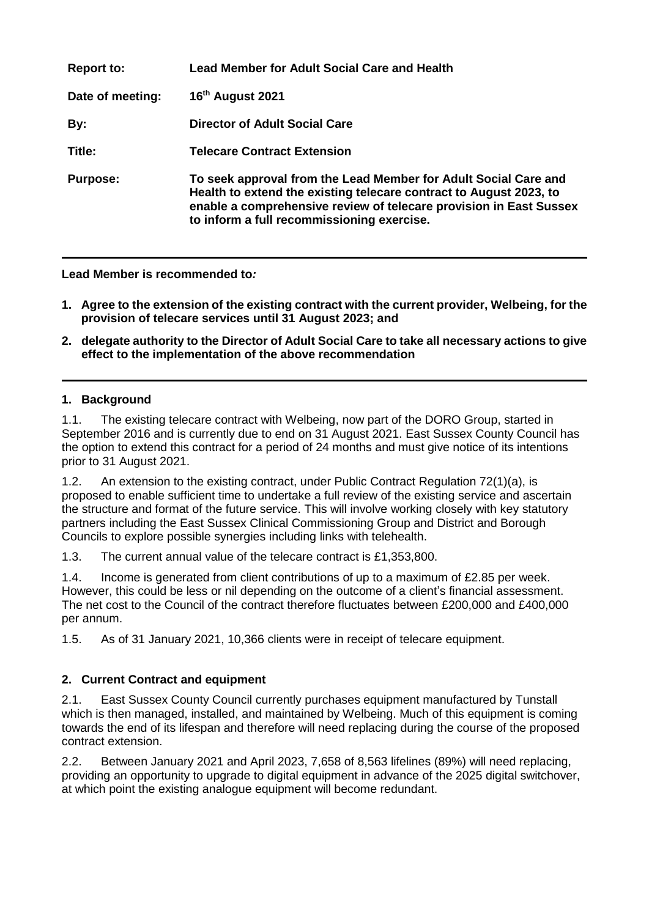| | |
|---|---|
| **Report to:** | **Lead Member for Adult Social Care and Health** |
| **Date of meeting:** | **16th August 2021** |
| **By:** | **Director of Adult Social Care** |
| **Title:** | **Telecare Contract Extension** |
| **Purpose:** | **To seek approval from the Lead Member for Adult Social Care and Health to extend the existing telecare contract to August 2023, to enable a comprehensive review of telecare provision in East Sussex to inform a full recommissioning exercise.** |

---

**Lead Member is recommended to*:***

1. **Agree to the extension of the existing contract with the current provider, Welbeing, for the provision of telecare services until 31 August 2023; and**
2. **delegate authority to the Director of Adult Social Care to take all necessary actions to give effect to the implementation of the above recommendation**

---

## 1. Background

1.1. The existing telecare contract with Welbeing, now part of the DORO Group, started in September 2016 and is currently due to end on 31 August 2021. East Sussex County Council has the option to extend this contract for a period of 24 months and must give notice of its intentions prior to 31 August 2021.

1.2. An extension to the existing contract, under Public Contract Regulation 72(1)(a), is proposed to enable sufficient time to undertake a full review of the existing service and ascertain the structure and format of the future service. This will involve working closely with key statutory partners including the East Sussex Clinical Commissioning Group and District and Borough Councils to explore possible synergies including links with telehealth.

1.3. The current annual value of the telecare contract is £1,353,800.

1.4. Income is generated from client contributions of up to a maximum of £2.85 per week. However, this could be less or nil depending on the outcome of a client's financial assessment. The net cost to the Council of the contract therefore fluctuates between £200,000 and £400,000 per annum.

1.5. As of 31 January 2021, 10,366 clients were in receipt of telecare equipment.

## 2. Current Contract and equipment

2.1. East Sussex County Council currently purchases equipment manufactured by Tunstall which is then managed, installed, and maintained by Welbeing. Much of this equipment is coming towards the end of its lifespan and therefore will need replacing during the course of the proposed contract extension.

2.2. Between January 2021 and April 2023, 7,658 of 8,563 lifelines (89%) will need replacing, providing an opportunity to upgrade to digital equipment in advance of the 2025 digital switchover, at which point the existing analogue equipment will become redundant.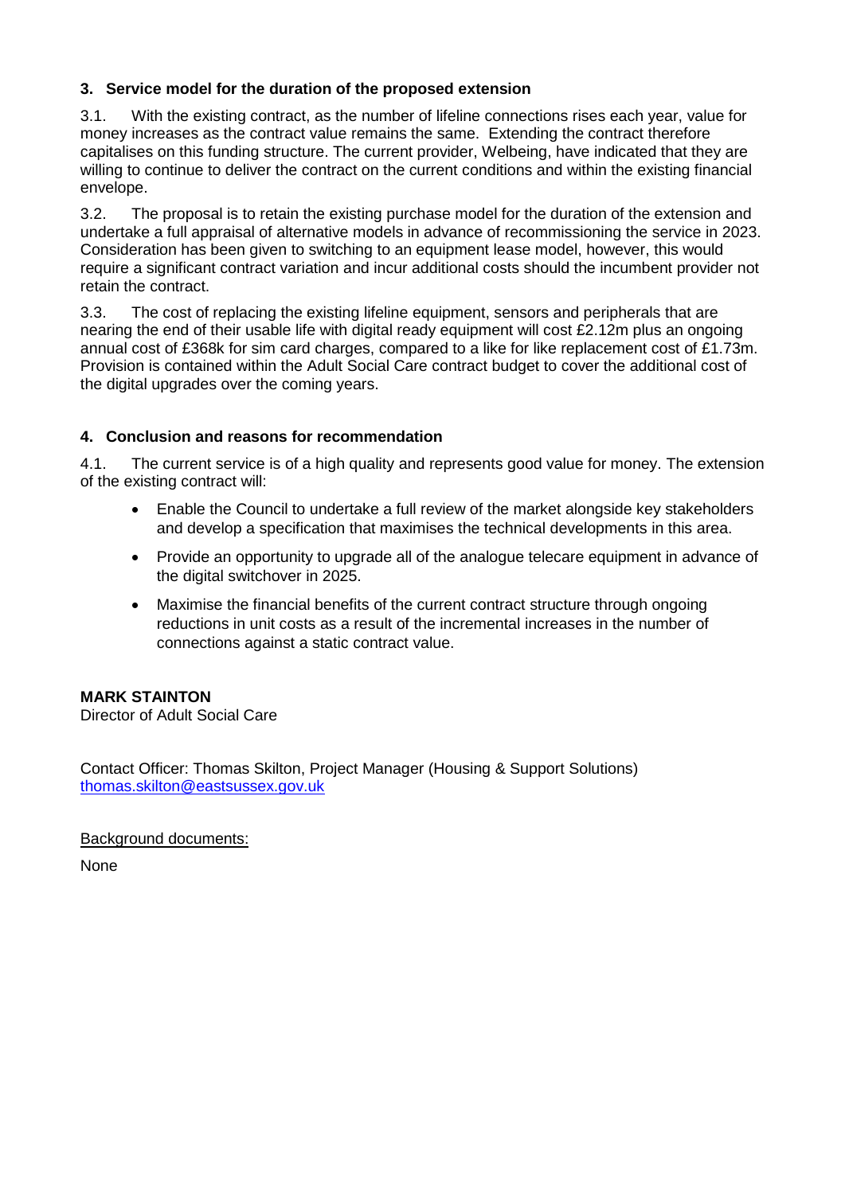## 3. Service model for the duration of the proposed extension

3.1. With the existing contract, as the number of lifeline connections rises each year, value for money increases as the contract value remains the same. Extending the contract therefore capitalises on this funding structure. The current provider, Welbeing, have indicated that they are willing to continue to deliver the contract on the current conditions and within the existing financial envelope.

3.2. The proposal is to retain the existing purchase model for the duration of the extension and undertake a full appraisal of alternative models in advance of recommissioning the service in 2023. Consideration has been given to switching to an equipment lease model, however, this would require a significant contract variation and incur additional costs should the incumbent provider not retain the contract.

3.3. The cost of replacing the existing lifeline equipment, sensors and peripherals that are nearing the end of their usable life with digital ready equipment will cost £2.12m plus an ongoing annual cost of £368k for sim card charges, compared to a like for like replacement cost of £1.73m. Provision is contained within the Adult Social Care contract budget to cover the additional cost of the digital upgrades over the coming years.

## 4. Conclusion and reasons for recommendation

4.1. The current service is of a high quality and represents good value for money. The extension of the existing contract will:

- Enable the Council to undertake a full review of the market alongside key stakeholders and develop a specification that maximises the technical developments in this area.
- Provide an opportunity to upgrade all of the analogue telecare equipment in advance of the digital switchover in 2025.
- Maximise the financial benefits of the current contract structure through ongoing reductions in unit costs as a result of the incremental increases in the number of connections against a static contract value.

**MARK STAINTON**
Director of Adult Social Care

Contact Officer: Thomas Skilton, Project Manager (Housing & Support Solutions)
thomas.skilton@eastsussex.gov.uk

Background documents:

None